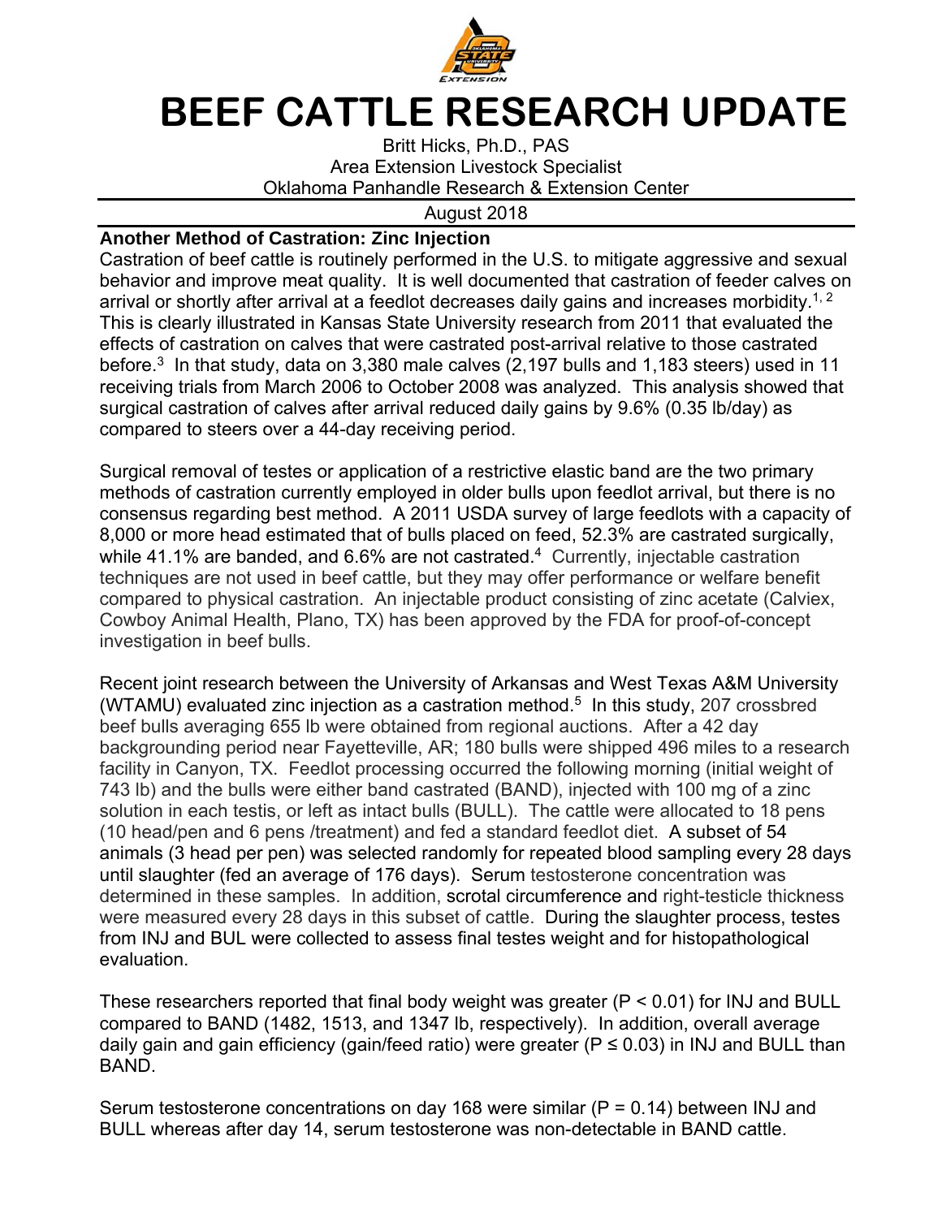# BEEF CATTLE RESEARCH UPDATE

Britt Hicks, Ph.D., PAS
Area Extension Livestock Specialist
Oklahoma Panhandle Research & Extension Center

August 2018

**Another Method of Castration: Zinc Injection**

Castration of beef cattle is routinely performed in the U.S. to mitigate aggressive and sexual behavior and improve meat quality. It is well documented that castration of feeder calves on arrival or shortly after arrival at a feedlot decreases daily gains and increases morbidity.[1, 2] This is clearly illustrated in Kansas State University research from 2011 that evaluated the effects of castration on calves that were castrated post-arrival relative to those castrated before.[3] In that study, data on 3,380 male calves (2,197 bulls and 1,183 steers) used in 11 receiving trials from March 2006 to October 2008 was analyzed. This analysis showed that surgical castration of calves after arrival reduced daily gains by 9.6% (0.35 lb/day) as compared to steers over a 44-day receiving period.

Surgical removal of testes or application of a restrictive elastic band are the two primary methods of castration currently employed in older bulls upon feedlot arrival, but there is no consensus regarding best method. A 2011 USDA survey of large feedlots with a capacity of 8,000 or more head estimated that of bulls placed on feed, 52.3% are castrated surgically, while 41.1% are banded, and 6.6% are not castrated.[4] Currently, injectable castration techniques are not used in beef cattle, but they may offer performance or welfare benefit compared to physical castration. An injectable product consisting of zinc acetate (Calviex, Cowboy Animal Health, Plano, TX) has been approved by the FDA for proof-of-concept investigation in beef bulls.

Recent joint research between the University of Arkansas and West Texas A&M University (WTAMU) evaluated zinc injection as a castration method.[5] In this study, 207 crossbred beef bulls averaging 655 lb were obtained from regional auctions. After a 42 day backgrounding period near Fayetteville, AR; 180 bulls were shipped 496 miles to a research facility in Canyon, TX. Feedlot processing occurred the following morning (initial weight of 743 lb) and the bulls were either band castrated (BAND), injected with 100 mg of a zinc solution in each testis, or left as intact bulls (BULL). The cattle were allocated to 18 pens (10 head/pen and 6 pens /treatment) and fed a standard feedlot diet. A subset of 54 animals (3 head per pen) was selected randomly for repeated blood sampling every 28 days until slaughter (fed an average of 176 days). Serum testosterone concentration was determined in these samples. In addition, scrotal circumference and right-testicle thickness were measured every 28 days in this subset of cattle. During the slaughter process, testes from INJ and BUL were collected to assess final testes weight and for histopathological evaluation.

These researchers reported that final body weight was greater ($P < 0.01$) for INJ and BULL compared to BAND (1482, 1513, and 1347 lb, respectively). In addition, overall average daily gain and gain efficiency (gain/feed ratio) were greater ($P \leq 0.03$) in INJ and BULL than BAND.

Serum testosterone concentrations on day 168 were similar ($P = 0.14$) between INJ and BULL whereas after day 14, serum testosterone was non-detectable in BAND cattle.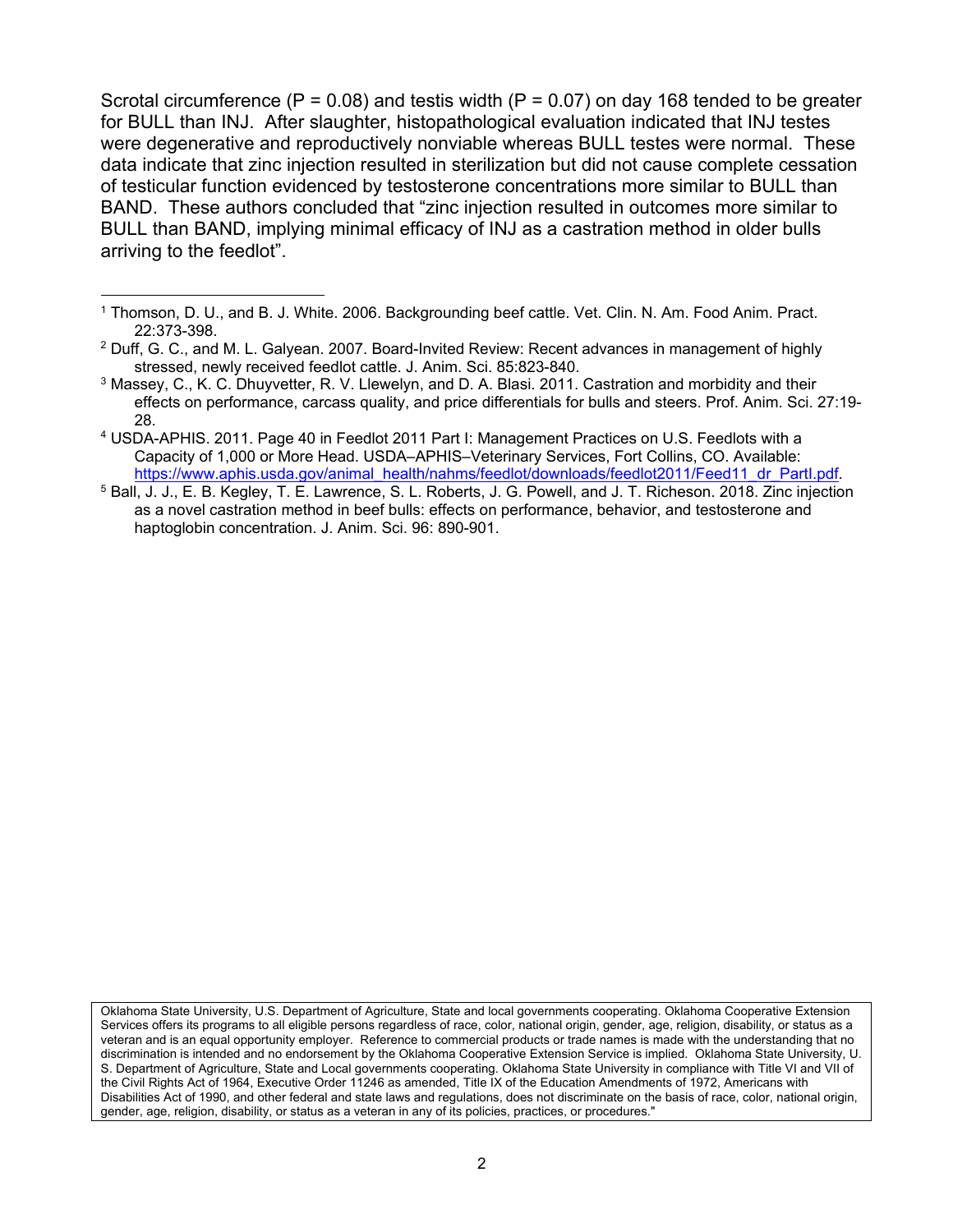Scrotal circumference ($P = 0.08$) and testis width ($P = 0.07$) on day 168 tended to be greater for BULL than INJ. After slaughter, histopathological evaluation indicated that INJ testes were degenerative and reproductively nonviable whereas BULL testes were normal. These data indicate that zinc injection resulted in sterilization but did not cause complete cessation of testicular function evidenced by testosterone concentrations more similar to BULL than BAND. These authors concluded that "zinc injection resulted in outcomes more similar to BULL than BAND, implying minimal efficacy of INJ as a castration method in older bulls arriving to the feedlot".

---

[1] Thomson, D. U., and B. J. White. 2006. Backgrounding beef cattle. Vet. Clin. N. Am. Food Anim. Pract. 22:373-398.

[2] Duff, G. C., and M. L. Galyean. 2007. Board-Invited Review: Recent advances in management of highly stressed, newly received feedlot cattle. J. Anim. Sci. 85:823-840.

[3] Massey, C., K. C. Dhuyvetter, R. V. Llewelyn, and D. A. Blasi. 2011. Castration and morbidity and their effects on performance, carcass quality, and price differentials for bulls and steers. Prof. Anim. Sci. 27:19-28.

[4] USDA-APHIS. 2011. Page 40 in Feedlot 2011 Part I: Management Practices on U.S. Feedlots with a Capacity of 1,000 or More Head. USDA–APHIS–Veterinary Services, Fort Collins, CO. Available: https://www.aphis.usda.gov/animal_health/nahms/feedlot/downloads/feedlot2011/Feed11_dr_PartI.pdf.

[5] Ball, J. J., E. B. Kegley, T. E. Lawrence, S. L. Roberts, J. G. Powell, and J. T. Richeson. 2018. Zinc injection as a novel castration method in beef bulls: effects on performance, behavior, and testosterone and haptoglobin concentration. J. Anim. Sci. 96: 890-901.

Oklahoma State University, U.S. Department of Agriculture, State and local governments cooperating. Oklahoma Cooperative Extension Services offers its programs to all eligible persons regardless of race, color, national origin, gender, age, religion, disability, or status as a veteran and is an equal opportunity employer. Reference to commercial products or trade names is made with the understanding that no discrimination is intended and no endorsement by the Oklahoma Cooperative Extension Service is implied. Oklahoma State University, U. S. Department of Agriculture, State and Local governments cooperating. Oklahoma State University in compliance with Title VI and VII of the Civil Rights Act of 1964, Executive Order 11246 as amended, Title IX of the Education Amendments of 1972, Americans with Disabilities Act of 1990, and other federal and state laws and regulations, does not discriminate on the basis of race, color, national origin, gender, age, religion, disability, or status as a veteran in any of its policies, practices, or procedures."